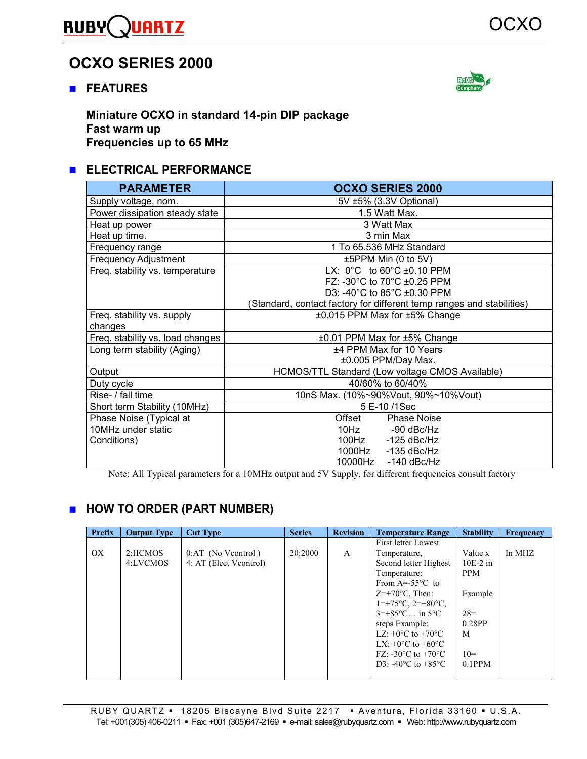# OCXO SERIES 2000

## FEATURES

**Miniature OCXO in standard 14-pin DIP package**
**Fast warm up**
**Frequencies up to 65 MHz**

## ELECTRICAL PERFORMANCE

| PARAMETER | OCXO SERIES 2000 |
|---|---|
| Supply voltage, nom. | 5V ±5% (3.3V Optional) |
| Power dissipation steady state | 1.5 Watt Max. |
| Heat up power | 3 Watt Max |
| Heat up time. | 3 min Max |
| Frequency range | 1 To 65.536 MHz Standard |
| Frequency Adjustment | ±5PPM Min (0 to 5V) |
| Freq. stability vs. temperature | LX: 0°C to 60°C ±0.10 PPM<br>FZ: -30°C to 70°C ±0.25 PPM<br>D3: -40°C to 85°C ±0.30 PPM<br>(Standard, contact factory for different temp ranges and stabilities) |
| Freq. stability vs. supply changes | ±0.015 PPM Max for ±5% Change |
| Freq. stability vs. load changes | ±0.01 PPM Max for ±5% Change |
| Long term stability (Aging) | ±4 PPM Max for 10 Years<br>±0.005 PPM/Day Max. |
| Output | HCMOS/TTL Standard (Low voltage CMOS Available) |
| Duty cycle | 40/60% to 60/40% |
| Rise- / fall time | 10nS Max. (10%~90%Vout, 90%~10%Vout) |
| Short term Stability (10MHz) | 5 E-10 /1Sec |
| Phase Noise (Typical at 10MHz under static Conditions) | Offset — Phase Noise<br>10Hz — -90 dBc/Hz<br>100Hz — -125 dBc/Hz<br>1000Hz — -135 dBc/Hz<br>10000Hz — -140 dBc/Hz |

Note: All Typical parameters for a 10MHz output and 5V Supply, for different frequencies consult factory

## HOW TO ORDER (PART NUMBER)

| Prefix | Output Type | Cut Type | Series | Revision | Temperature Range | Stability | Frequency |
|---|---|---|---|---|---|---|---|
| OX | 2:HCMOS<br>4:LVCMOS | 0:AT (No Vcontrol )<br>4: AT (Elect Vcontrol) | 20:2000 | A | First letter Lowest Temperature, Second letter Highest Temperature: From A=-55°C to Z=+70°C, Then: 1=+75°C, 2=+80°C, 3=+85°C… in 5°C steps Example:<br>LZ: +0°C to +70°C<br>LX: +0°C to +60°C<br>FZ: -30°C to +70°C<br>D3: -40°C to +85°C | Value x 10E-2 in PPM<br><br>Example<br><br>28= 0.28PPM<br><br>10= 0.1PPM | In MHZ |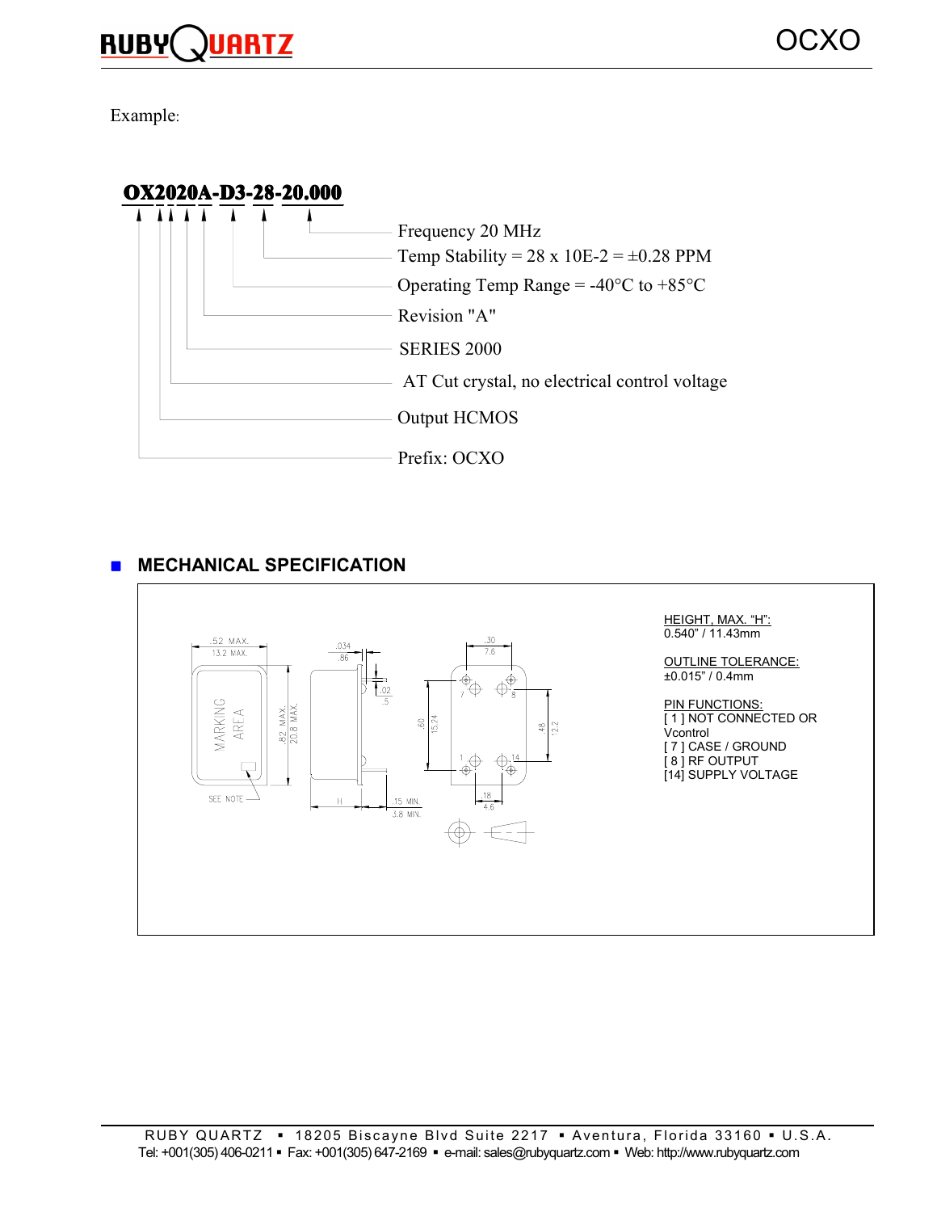Example:

**OX2020A-D3-28-20.000**

- Frequency 20 MHz
- Temp Stability = 28 x 10E-2 = ±0.28 PPM
- Operating Temp Range = -40°C to +85°C
- Revision "A"
- SERIES 2000
- AT Cut crystal, no electrical control voltage
- Output HCMOS
- Prefix: OCXO

## MECHANICAL SPECIFICATION

.52 MAX.
13.2 MAX.
MARKING AREA
SEE NOTE
.82 MAX.
20.8 MAX.
.034
.86
.02
.5
H
.15 MIN.
3.8 MIN.
.30
7.6
.60
15.24
.48
12.2
.18
4.6
1
7
8
14

HEIGHT, MAX. "H":
0.540" / 11.43mm

OUTLINE TOLERANCE:
±0.015" / 0.4mm

PIN FUNCTIONS:
[ 1 ] NOT CONNECTED OR Vcontrol
[ 7 ] CASE / GROUND
[ 8 ] RF OUTPUT
[14] SUPPLY VOLTAGE

RUBY QUARTZ ▪ 18205 Biscayne Blvd Suite 2217 ▪ Aventura, Florida 33160 ▪ U.S.A.
Tel: +001(305) 406-0211 ▪ Fax: +001(305) 647-2169 ▪ e-mail: sales@rubyquartz.com ▪ Web: http://www.rubyquartz.com